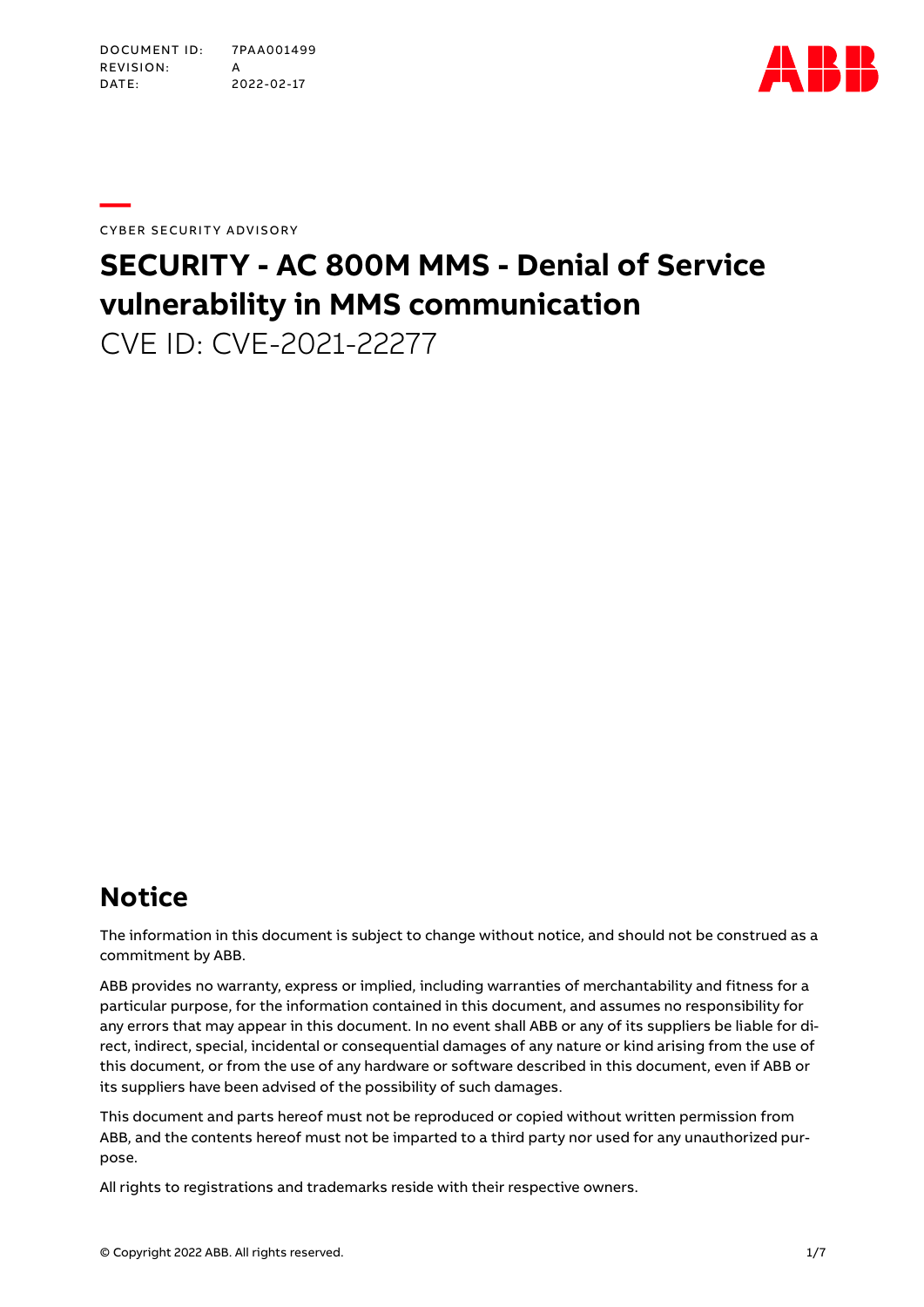DOCUMENT ID: 7PAA001499
REVISION: A
DATE: 2022-02-17

CYBER SECURITY ADVISORY

# SECURITY - AC 800M MMS - Denial of Service vulnerability in MMS communication

CVE ID: CVE-2021-22277

## Notice

The information in this document is subject to change without notice, and should not be construed as a commitment by ABB.

ABB provides no warranty, express or implied, including warranties of merchantability and fitness for a particular purpose, for the information contained in this document, and assumes no responsibility for any errors that may appear in this document. In no event shall ABB or any of its suppliers be liable for direct, indirect, special, incidental or consequential damages of any nature or kind arising from the use of this document, or from the use of any hardware or software described in this document, even if ABB or its suppliers have been advised of the possibility of such damages.

This document and parts hereof must not be reproduced or copied without written permission from ABB, and the contents hereof must not be imparted to a third party nor used for any unauthorized purpose.

All rights to registrations and trademarks reside with their respective owners.

© Copyright 2022 ABB. All rights reserved.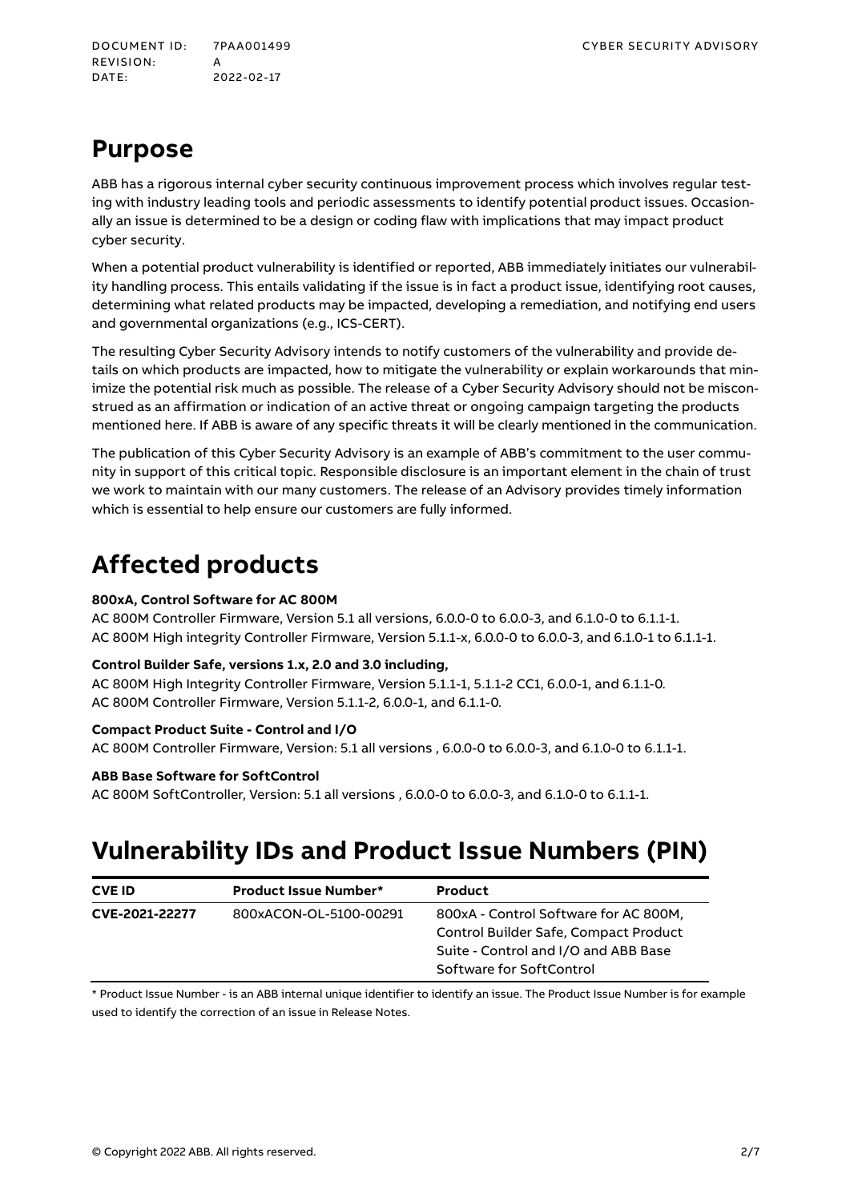# Purpose

ABB has a rigorous internal cyber security continuous improvement process which involves regular testing with industry leading tools and periodic assessments to identify potential product issues. Occasionally an issue is determined to be a design or coding flaw with implications that may impact product cyber security.

When a potential product vulnerability is identified or reported, ABB immediately initiates our vulnerability handling process. This entails validating if the issue is in fact a product issue, identifying root causes, determining what related products may be impacted, developing a remediation, and notifying end users and governmental organizations (e.g., ICS-CERT).

The resulting Cyber Security Advisory intends to notify customers of the vulnerability and provide details on which products are impacted, how to mitigate the vulnerability or explain workarounds that minimize the potential risk much as possible. The release of a Cyber Security Advisory should not be misconstrued as an affirmation or indication of an active threat or ongoing campaign targeting the products mentioned here. If ABB is aware of any specific threats it will be clearly mentioned in the communication.

The publication of this Cyber Security Advisory is an example of ABB's commitment to the user community in support of this critical topic. Responsible disclosure is an important element in the chain of trust we work to maintain with our many customers. The release of an Advisory provides timely information which is essential to help ensure our customers are fully informed.

# Affected products

**800xA, Control Software for AC 800M**
AC 800M Controller Firmware, Version 5.1 all versions, 6.0.0-0 to 6.0.0-3, and 6.1.0-0 to 6.1.1-1.
AC 800M High integrity Controller Firmware, Version 5.1.1-x, 6.0.0-0 to 6.0.0-3, and 6.1.0-1 to 6.1.1-1.

**Control Builder Safe, versions 1.x, 2.0 and 3.0 including,**
AC 800M High Integrity Controller Firmware, Version 5.1.1-1, 5.1.1-2 CC1, 6.0.0-1, and 6.1.1-0.
AC 800M Controller Firmware, Version 5.1.1-2, 6.0.0-1, and 6.1.1-0.

**Compact Product Suite - Control and I/O**
AC 800M Controller Firmware, Version: 5.1 all versions , 6.0.0-0 to 6.0.0-3, and 6.1.0-0 to 6.1.1-1.

**ABB Base Software for SoftControl**
AC 800M SoftController, Version: 5.1 all versions , 6.0.0-0 to 6.0.0-3, and 6.1.0-0 to 6.1.1-1.

# Vulnerability IDs and Product Issue Numbers (PIN)

| CVE ID | Product Issue Number* | Product |
|---|---|---|
| **CVE-2021-22277** | 800xACON-OL-5100-00291 | 800xA - Control Software for AC 800M, Control Builder Safe, Compact Product Suite - Control and I/O and ABB Base Software for SoftControl |

\* Product Issue Number - is an ABB internal unique identifier to identify an issue. The Product Issue Number is for example used to identify the correction of an issue in Release Notes.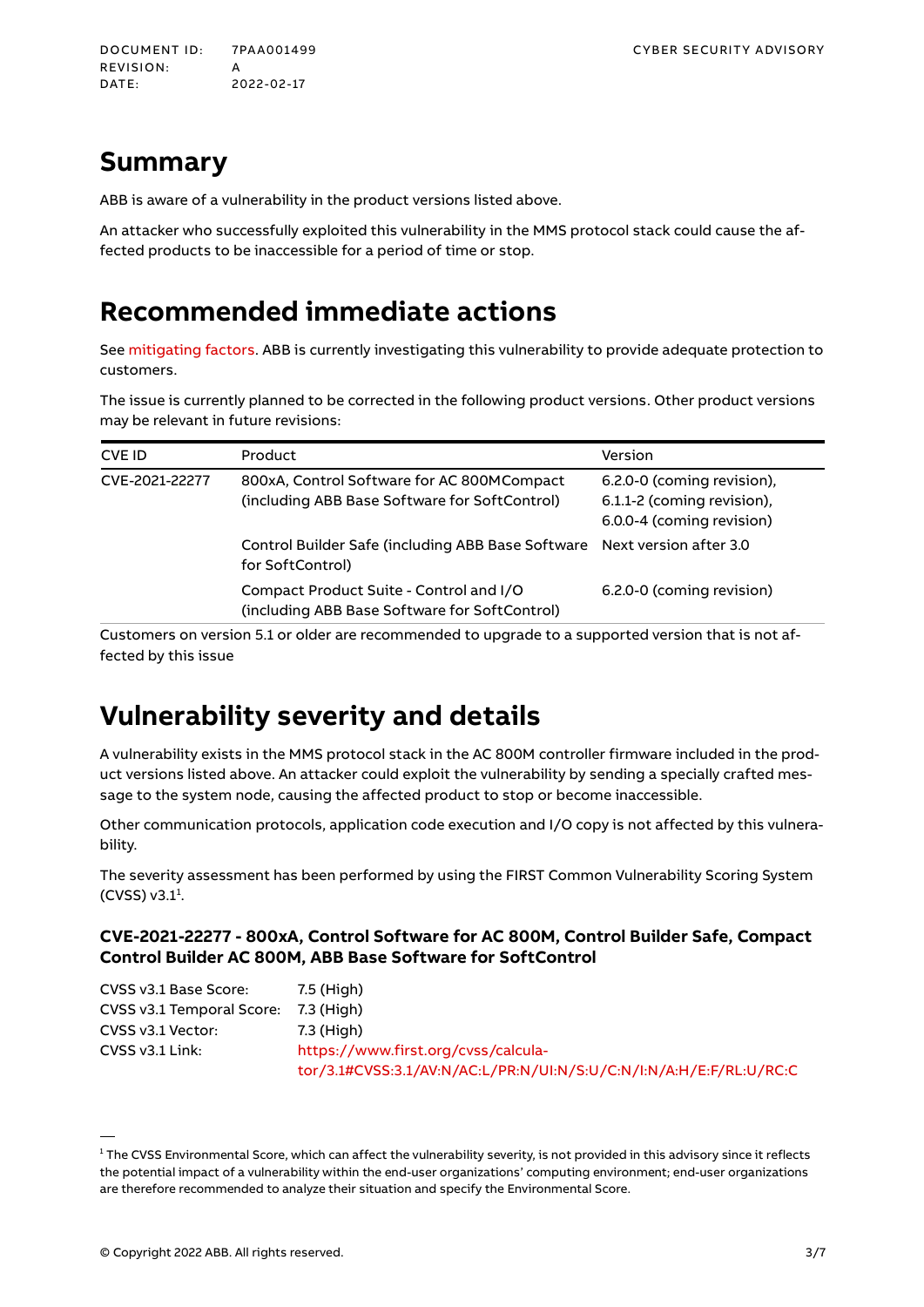## Summary

ABB is aware of a vulnerability in the product versions listed above.

An attacker who successfully exploited this vulnerability in the MMS protocol stack could cause the affected products to be inaccessible for a period of time or stop.

## Recommended immediate actions

See mitigating factors. ABB is currently investigating this vulnerability to provide adequate protection to customers.

The issue is currently planned to be corrected in the following product versions. Other product versions may be relevant in future revisions:

| CVE ID | Product | Version |
|---|---|---|
| CVE-2021-22277 | 800xA, Control Software for AC 800MCompact (including ABB Base Software for SoftControl) | 6.2.0-0 (coming revision), 6.1.1-2 (coming revision), 6.0.0-4 (coming revision) |
| | Control Builder Safe (including ABB Base Software for SoftControl) | Next version after 3.0 |
| | Compact Product Suite - Control and I/O (including ABB Base Software for SoftControl) | 6.2.0-0 (coming revision) |

Customers on version 5.1 or older are recommended to upgrade to a supported version that is not affected by this issue

## Vulnerability severity and details

A vulnerability exists in the MMS protocol stack in the AC 800M controller firmware included in the product versions listed above. An attacker could exploit the vulnerability by sending a specially crafted message to the system node, causing the affected product to stop or become inaccessible.

Other communication protocols, application code execution and I/O copy is not affected by this vulnerability.

The severity assessment has been performed by using the FIRST Common Vulnerability Scoring System (CVSS) v3.1[1].

### CVE-2021-22277 - 800xA, Control Software for AC 800M, Control Builder Safe, Compact Control Builder AC 800M, ABB Base Software for SoftControl

CVSS v3.1 Base Score: 7.5 (High)
CVSS v3.1 Temporal Score: 7.3 (High)
CVSS v3.1 Vector: 7.3 (High)
CVSS v3.1 Link: https://www.first.org/cvss/calculator/3.1#CVSS:3.1/AV:N/AC:L/PR:N/UI:N/S:U/C:N/I:N/A:H/E:F/RL:U/RC:C

[1] The CVSS Environmental Score, which can affect the vulnerability severity, is not provided in this advisory since it reflects the potential impact of a vulnerability within the end-user organizations' computing environment; end-user organizations are therefore recommended to analyze their situation and specify the Environmental Score.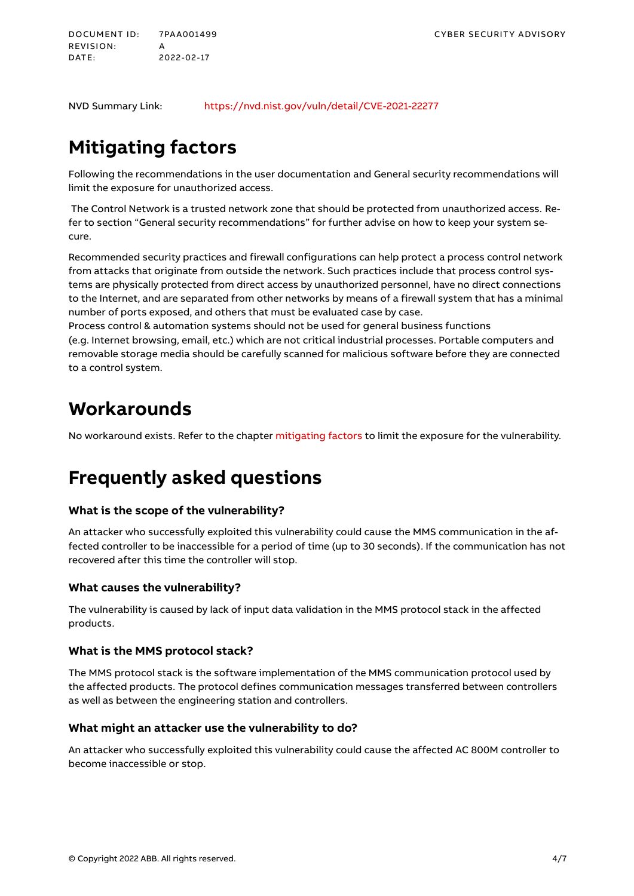NVD Summary Link: https://nvd.nist.gov/vuln/detail/CVE-2021-22277

# Mitigating factors

Following the recommendations in the user documentation and General security recommendations will limit the exposure for unauthorized access.

The Control Network is a trusted network zone that should be protected from unauthorized access. Refer to section "General security recommendations" for further advise on how to keep your system secure.

Recommended security practices and firewall configurations can help protect a process control network from attacks that originate from outside the network. Such practices include that process control systems are physically protected from direct access by unauthorized personnel, have no direct connections to the Internet, and are separated from other networks by means of a firewall system that has a minimal number of ports exposed, and others that must be evaluated case by case.
Process control & automation systems should not be used for general business functions (e.g. Internet browsing, email, etc.) which are not critical industrial processes. Portable computers and removable storage media should be carefully scanned for malicious software before they are connected to a control system.

# Workarounds

No workaround exists. Refer to the chapter mitigating factors to limit the exposure for the vulnerability.

# Frequently asked questions

### What is the scope of the vulnerability?

An attacker who successfully exploited this vulnerability could cause the MMS communication in the affected controller to be inaccessible for a period of time (up to 30 seconds). If the communication has not recovered after this time the controller will stop.

### What causes the vulnerability?

The vulnerability is caused by lack of input data validation in the MMS protocol stack in the affected products.

### What is the MMS protocol stack?

The MMS protocol stack is the software implementation of the MMS communication protocol used by the affected products. The protocol defines communication messages transferred between controllers as well as between the engineering station and controllers.

### What might an attacker use the vulnerability to do?

An attacker who successfully exploited this vulnerability could cause the affected AC 800M controller to become inaccessible or stop.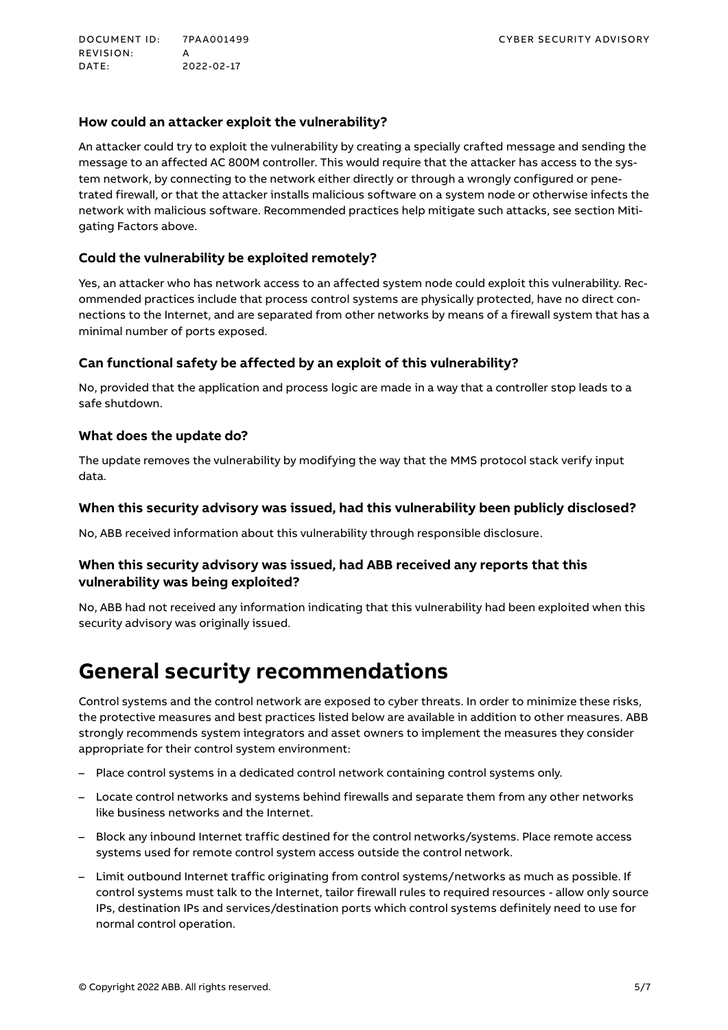### How could an attacker exploit the vulnerability?

An attacker could try to exploit the vulnerability by creating a specially crafted message and sending the message to an affected AC 800M controller. This would require that the attacker has access to the system network, by connecting to the network either directly or through a wrongly configured or penetrated firewall, or that the attacker installs malicious software on a system node or otherwise infects the network with malicious software. Recommended practices help mitigate such attacks, see section Mitigating Factors above.

### Could the vulnerability be exploited remotely?

Yes, an attacker who has network access to an affected system node could exploit this vulnerability. Recommended practices include that process control systems are physically protected, have no direct connections to the Internet, and are separated from other networks by means of a firewall system that has a minimal number of ports exposed.

### Can functional safety be affected by an exploit of this vulnerability?

No, provided that the application and process logic are made in a way that a controller stop leads to a safe shutdown.

### What does the update do?

The update removes the vulnerability by modifying the way that the MMS protocol stack verify input data.

### When this security advisory was issued, had this vulnerability been publicly disclosed?

No, ABB received information about this vulnerability through responsible disclosure.

### When this security advisory was issued, had ABB received any reports that this vulnerability was being exploited?

No, ABB had not received any information indicating that this vulnerability had been exploited when this security advisory was originally issued.

# General security recommendations

Control systems and the control network are exposed to cyber threats. In order to minimize these risks, the protective measures and best practices listed below are available in addition to other measures. ABB strongly recommends system integrators and asset owners to implement the measures they consider appropriate for their control system environment:

- Place control systems in a dedicated control network containing control systems only.
- Locate control networks and systems behind firewalls and separate them from any other networks like business networks and the Internet.
- Block any inbound Internet traffic destined for the control networks/systems. Place remote access systems used for remote control system access outside the control network.
- Limit outbound Internet traffic originating from control systems/networks as much as possible. If control systems must talk to the Internet, tailor firewall rules to required resources - allow only source IPs, destination IPs and services/destination ports which control systems definitely need to use for normal control operation.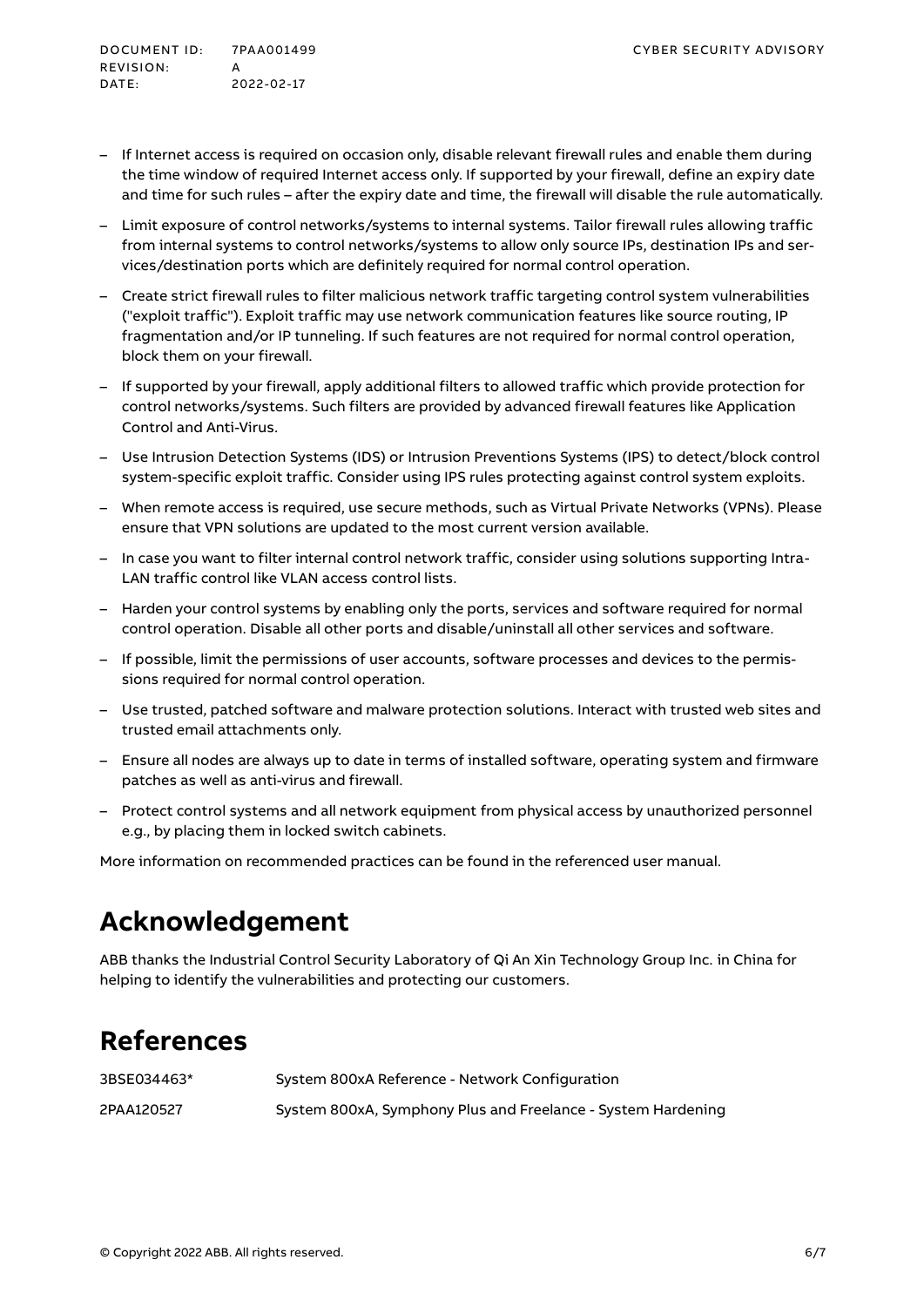- If Internet access is required on occasion only, disable relevant firewall rules and enable them during the time window of required Internet access only. If supported by your firewall, define an expiry date and time for such rules – after the expiry date and time, the firewall will disable the rule automatically.
- Limit exposure of control networks/systems to internal systems. Tailor firewall rules allowing traffic from internal systems to control networks/systems to allow only source IPs, destination IPs and services/destination ports which are definitely required for normal control operation.
- Create strict firewall rules to filter malicious network traffic targeting control system vulnerabilities ("exploit traffic"). Exploit traffic may use network communication features like source routing, IP fragmentation and/or IP tunneling. If such features are not required for normal control operation, block them on your firewall.
- If supported by your firewall, apply additional filters to allowed traffic which provide protection for control networks/systems. Such filters are provided by advanced firewall features like Application Control and Anti-Virus.
- Use Intrusion Detection Systems (IDS) or Intrusion Preventions Systems (IPS) to detect/block control system-specific exploit traffic. Consider using IPS rules protecting against control system exploits.
- When remote access is required, use secure methods, such as Virtual Private Networks (VPNs). Please ensure that VPN solutions are updated to the most current version available.
- In case you want to filter internal control network traffic, consider using solutions supporting Intra-LAN traffic control like VLAN access control lists.
- Harden your control systems by enabling only the ports, services and software required for normal control operation. Disable all other ports and disable/uninstall all other services and software.
- If possible, limit the permissions of user accounts, software processes and devices to the permissions required for normal control operation.
- Use trusted, patched software and malware protection solutions. Interact with trusted web sites and trusted email attachments only.
- Ensure all nodes are always up to date in terms of installed software, operating system and firmware patches as well as anti-virus and firewall.
- Protect control systems and all network equipment from physical access by unauthorized personnel e.g., by placing them in locked switch cabinets.

More information on recommended practices can be found in the referenced user manual.

# Acknowledgement

ABB thanks the Industrial Control Security Laboratory of Qi An Xin Technology Group Inc. in China for helping to identify the vulnerabilities and protecting our customers.

# References

| | |
|---|---|
| 3BSE034463* | System 800xA Reference - Network Configuration |
| 2PAA120527 | System 800xA, Symphony Plus and Freelance - System Hardening |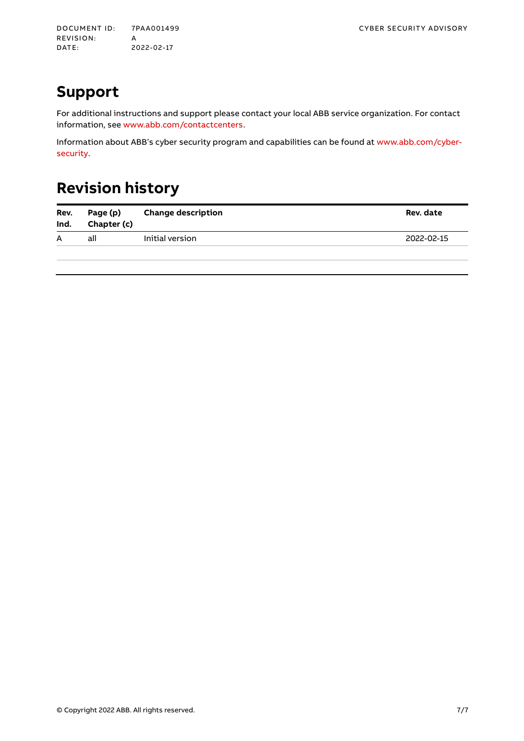## Support

For additional instructions and support please contact your local ABB service organization. For contact information, see www.abb.com/contactcenters.

Information about ABB's cyber security program and capabilities can be found at www.abb.com/cyber-security.

## Revision history

| Rev. Ind. | Page (p) Chapter (c) | Change description | Rev. date |
|---|---|---|---|
| A | all | Initial version | 2022-02-15 |
| | | | |